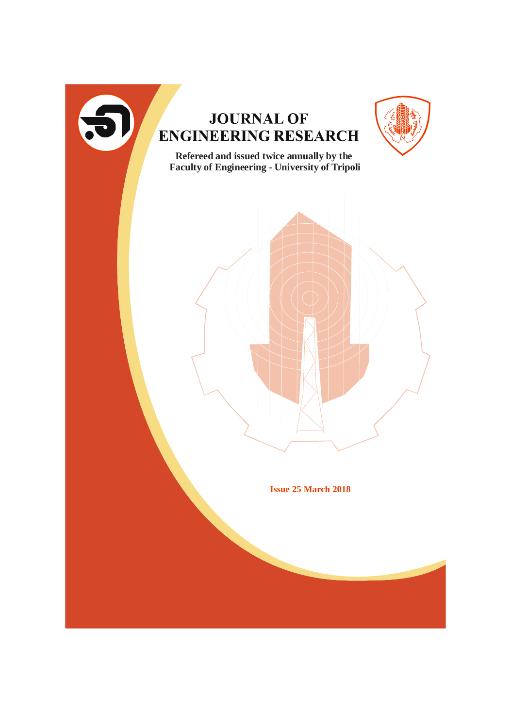# JOURNAL OF ENGINEERING RESEARCH

**Refereed and issued twice annually by the Faculty of Engineering - University of Tripoli**

**Issue 25 March 2018**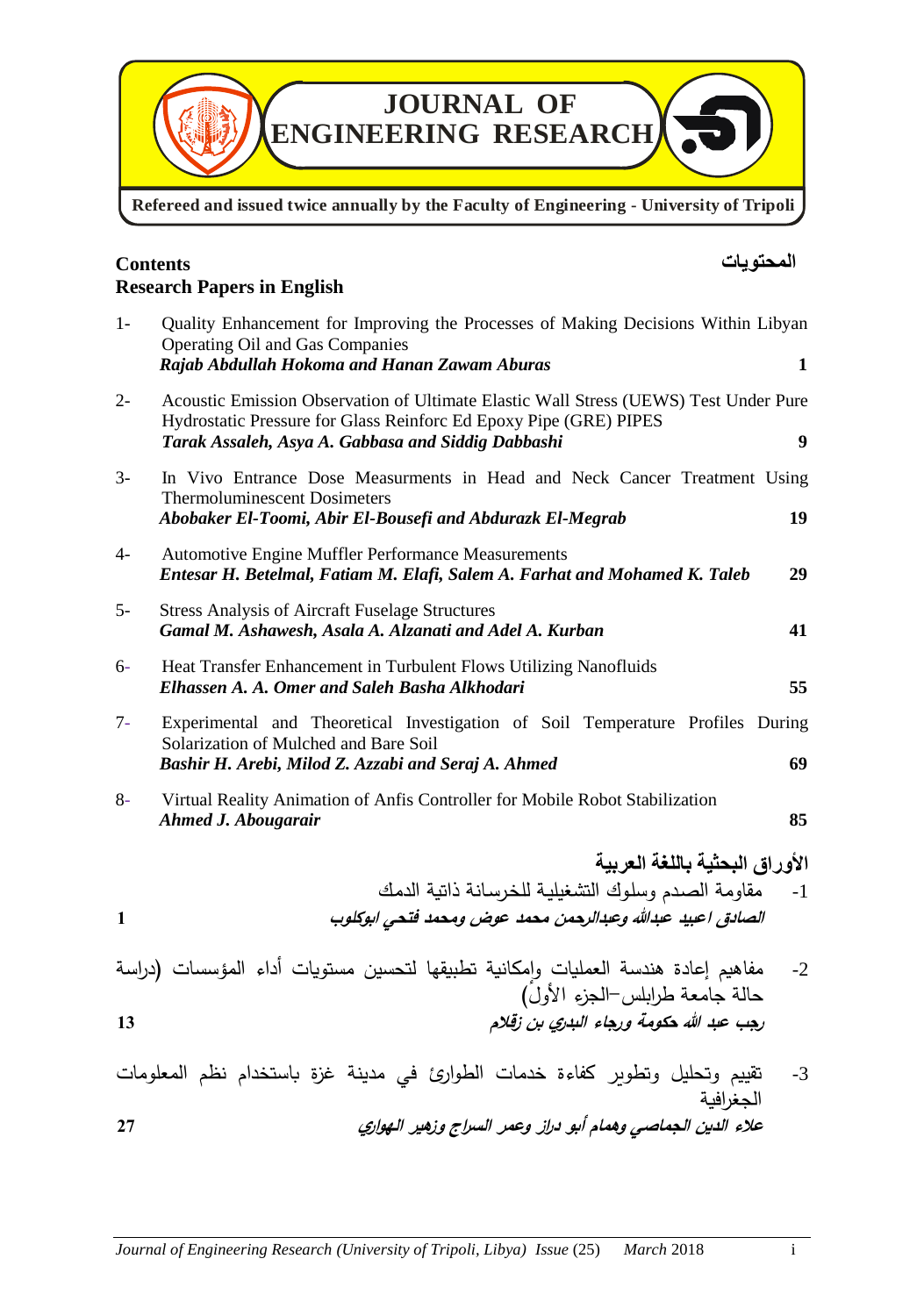# JOURNAL OF ENGINEERING RESEARCH

**Refereed and issued twice annually by the Faculty of Engineering - University of Tripoli**

## Contents المحتويات

### Research Papers in English

| | | |
|---|---|---|
| 1- | Quality Enhancement for Improving the Processes of Making Decisions Within Libyan Operating Oil and Gas Companies<br>***Rajab Abdullah Hokoma and Hanan Zawam Aburas*** | **1** |
| 2- | Acoustic Emission Observation of Ultimate Elastic Wall Stress (UEWS) Test Under Pure Hydrostatic Pressure for Glass Reinforc Ed Epoxy Pipe (GRE) PIPES<br>***Tarak Assaleh, Asya A. Gabbasa and Siddig Dabbashi*** | **9** |
| 3- | In Vivo Entrance Dose Measurments in Head and Neck Cancer Treatment Using Thermoluminescent Dosimeters<br>***Abobaker El-Toomi, Abir El-Bousefi and Abdurazk El-Megrab*** | **19** |
| 4- | Automotive Engine Muffler Performance Measurements<br>***Entesar H. Betelmal, Fatiam M. Elafi, Salem A. Farhat and Mohamed K. Taleb*** | **29** |
| 5- | Stress Analysis of Aircraft Fuselage Structures<br>***Gamal M. Ashawesh, Asala A. Alzanati and Adel A. Kurban*** | **41** |
| 6- | Heat Transfer Enhancement in Turbulent Flows Utilizing Nanofluids<br>***Elhassen A. A. Omer and Saleh Basha Alkhodari*** | **55** |
| 7- | Experimental and Theoretical Investigation of Soil Temperature Profiles During Solarization of Mulched and Bare Soil<br>***Bashir H. Arebi, Milod Z. Azzabi and Seraj A. Ahmed*** | **69** |
| 8- | Virtual Reality Animation of Anfis Controller for Mobile Robot Stabilization<br>***Ahmed J. Abougarair*** | **85** |

### الأوراق البحثية باللغة العربية

| | | |
|---|---|---|
| -1 | مقاومة الصدم وسلوك التشغيلية للخرسانة ذاتية الدمك<br>***الصادق اعبيد عبدالله وعبدالرحمن محمد عوض ومحمد فتحي ابوكلوب*** | **1** |
| -2 | مفاهيم إعادة هندسة العمليات وإمكانية تطبيقها لتحسين مستويات أداء المؤسسات (دراسة حالة جامعة طرابلس–الجزء الأول)<br>***رجب عبد الله حكومة ورجاء البدري بن زقلام*** | **13** |
| -3 | تقييم وتحليل وتطوير كفاءة خدمات الطوارئ في مدينة غزة باستخدام نظم المعلومات الجغرافية<br>***علاء الدين الجماصي وهمام أبو دراز وعمر السراج وزهير الهواري*** | **27** |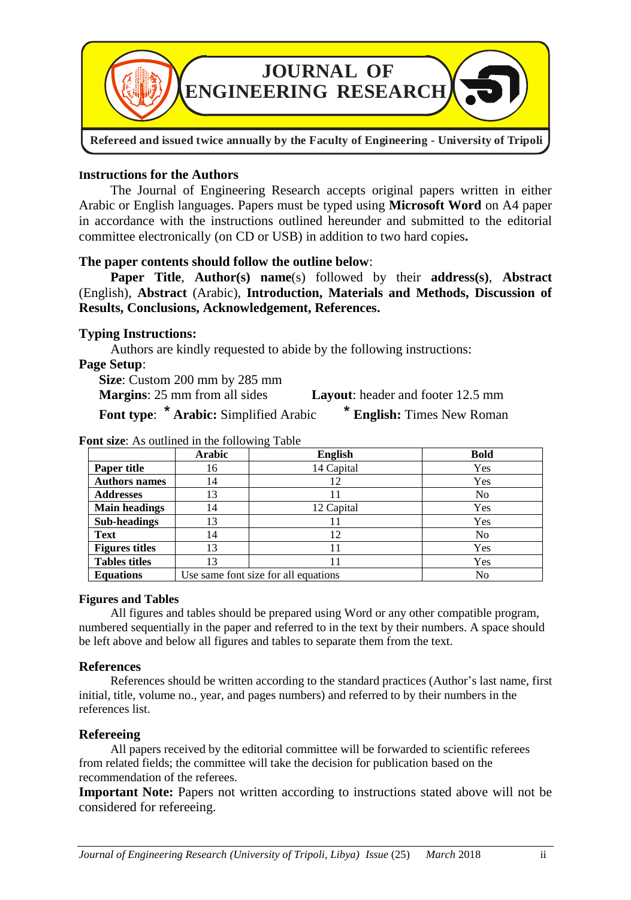# JOURNAL OF ENGINEERING RESEARCH

**Refereed and issued twice annually by the Faculty of Engineering - University of Tripoli**

## Instructions for the Authors

The Journal of Engineering Research accepts original papers written in either Arabic or English languages. Papers must be typed using **Microsoft Word** on A4 paper in accordance with the instructions outlined hereunder and submitted to the editorial committee electronically (on CD or USB) in addition to two hard copies**.**

**The paper contents should follow the outline below**:

**Paper Title**, **Author(s) name**(s) followed by their **address(s)**, **Abstract** (English), **Abstract** (Arabic), **Introduction, Materials and Methods, Discussion of Results, Conclusions, Acknowledgement, References.**

**Typing Instructions:**

Authors are kindly requested to abide by the following instructions:

**Page Setup**:

**Size**: Custom 200 mm by 285 mm

**Margins**: 25 mm from all sides

**Layout**: header and footer 12.5 mm

**Font type**: * **Arabic:** Simplified Arabic * **English:** Times New Roman

**Font size**: As outlined in the following Table

| | Arabic | English | Bold |
|---|---|---|---|
| **Paper title** | 16 | 14 Capital | Yes |
| **Authors names** | 14 | 12 | Yes |
| **Addresses** | 13 | 11 | No |
| **Main headings** | 14 | 12 Capital | Yes |
| **Sub-headings** | 13 | 11 | Yes |
| **Text** | 14 | 12 | No |
| **Figures titles** | 13 | 11 | Yes |
| **Tables titles** | 13 | 11 | Yes |
| **Equations** | Use same font size for all equations | | No |

**Figures and Tables**

All figures and tables should be prepared using Word or any other compatible program, numbered sequentially in the paper and referred to in the text by their numbers. A space should be left above and below all figures and tables to separate them from the text.

**References**

References should be written according to the standard practices (Author's last name, first initial, title, volume no., year, and pages numbers) and referred to by their numbers in the references list.

**Refereeing**

All papers received by the editorial committee will be forwarded to scientific referees from related fields; the committee will take the decision for publication based on the recommendation of the referees.

**Important Note:** Papers not written according to instructions stated above will not be considered for refereeing.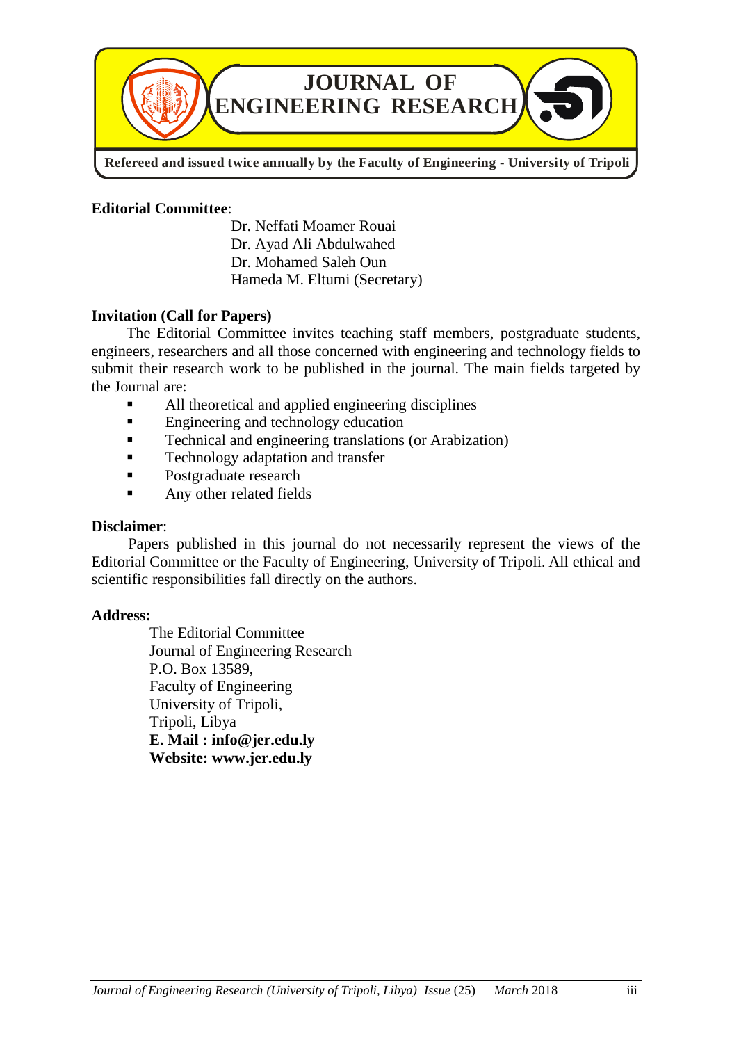# JOURNAL OF ENGINEERING RESEARCH

**Refereed and issued twice annually by the Faculty of Engineering - University of Tripoli**

**Editorial Committee**:

Dr. Neffati Moamer Rouai
Dr. Ayad Ali Abdulwahed
Dr. Mohamed Saleh Oun
Hameda M. Eltumi (Secretary)

**Invitation (Call for Papers)**

The Editorial Committee invites teaching staff members, postgraduate students, engineers, researchers and all those concerned with engineering and technology fields to submit their research work to be published in the journal. The main fields targeted by the Journal are:

- All theoretical and applied engineering disciplines
- Engineering and technology education
- Technical and engineering translations (or Arabization)
- Technology adaptation and transfer
- Postgraduate research
- Any other related fields

**Disclaimer**:

Papers published in this journal do not necessarily represent the views of the Editorial Committee or the Faculty of Engineering, University of Tripoli. All ethical and scientific responsibilities fall directly on the authors.

**Address:**

The Editorial Committee
Journal of Engineering Research
P.O. Box 13589,
Faculty of Engineering
University of Tripoli,
Tripoli, Libya
**E. Mail : info@jer.edu.ly**
**Website: www.jer.edu.ly**